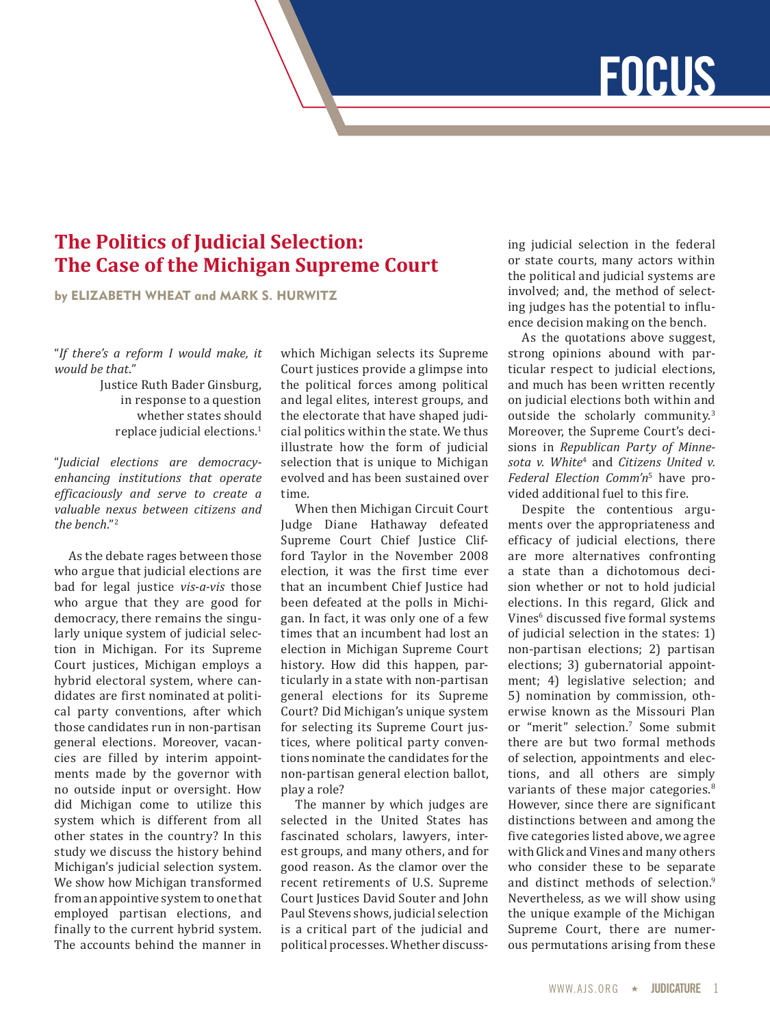FOCUS

# The Politics of Judicial Selection: The Case of the Michigan Supreme Court

by ELIZABETH WHEAT and MARK S. HURWITZ

"*If there's a reform I would make, it would be that.*"

Justice Ruth Bader Ginsburg, in response to a question whether states should replace judicial elections.[1]

"*Judicial elections are democracy-enhancing institutions that operate efficaciously and serve to create a valuable nexus between citizens and the bench.*"[2]

As the debate rages between those who argue that judicial elections are bad for legal justice *vis-a-vis* those who argue that they are good for democracy, there remains the singularly unique system of judicial selection in Michigan. For its Supreme Court justices, Michigan employs a hybrid electoral system, where candidates are first nominated at political party conventions, after which those candidates run in non-partisan general elections. Moreover, vacancies are filled by interim appointments made by the governor with no outside input or oversight. How did Michigan come to utilize this system which is different from all other states in the country? In this study we discuss the history behind Michigan's judicial selection system. We show how Michigan transformed from an appointive system to one that employed partisan elections, and finally to the current hybrid system. The accounts behind the manner in which Michigan selects its Supreme Court justices provide a glimpse into the political forces among political and legal elites, interest groups, and the electorate that have shaped judicial politics within the state. We thus illustrate how the form of judicial selection that is unique to Michigan evolved and has been sustained over time.

When then Michigan Circuit Court Judge Diane Hathaway defeated Supreme Court Chief Justice Clifford Taylor in the November 2008 election, it was the first time ever that an incumbent Chief Justice had been defeated at the polls in Michigan. In fact, it was only one of a few times that an incumbent had lost an election in Michigan Supreme Court history. How did this happen, particularly in a state with non-partisan general elections for its Supreme Court? Did Michigan's unique system for selecting its Supreme Court justices, where political party conventions nominate the candidates for the non-partisan general election ballot, play a role?

The manner by which judges are selected in the United States has fascinated scholars, lawyers, interest groups, and many others, and for good reason. As the clamor over the recent retirements of U.S. Supreme Court Justices David Souter and John Paul Stevens shows, judicial selection is a critical part of the judicial and political processes. Whether discussing judicial selection in the federal or state courts, many actors within the political and judicial systems are involved; and, the method of selecting judges has the potential to influence decision making on the bench.

As the quotations above suggest, strong opinions abound with particular respect to judicial elections, and much has been written recently on judicial elections both within and outside the scholarly community.[3] Moreover, the Supreme Court's decisions in *Republican Party of Minnesota v. White*[4] and *Citizens United v. Federal Election Comm'n*[5] have provided additional fuel to this fire.

Despite the contentious arguments over the appropriateness and efficacy of judicial elections, there are more alternatives confronting a state than a dichotomous decision whether or not to hold judicial elections. In this regard, Glick and Vines[6] discussed five formal systems of judicial selection in the states: 1) non-partisan elections; 2) partisan elections; 3) gubernatorial appointment; 4) legislative selection; and 5) nomination by commission, otherwise known as the Missouri Plan or "merit" selection.[7] Some submit there are but two formal methods of selection, appointments and elections, and all others are simply variants of these major categories.[8] However, since there are significant distinctions between and among the five categories listed above, we agree with Glick and Vines and many others who consider these to be separate and distinct methods of selection.[9] Nevertheless, as we will show using the unique example of the Michigan Supreme Court, there are numerous permutations arising from these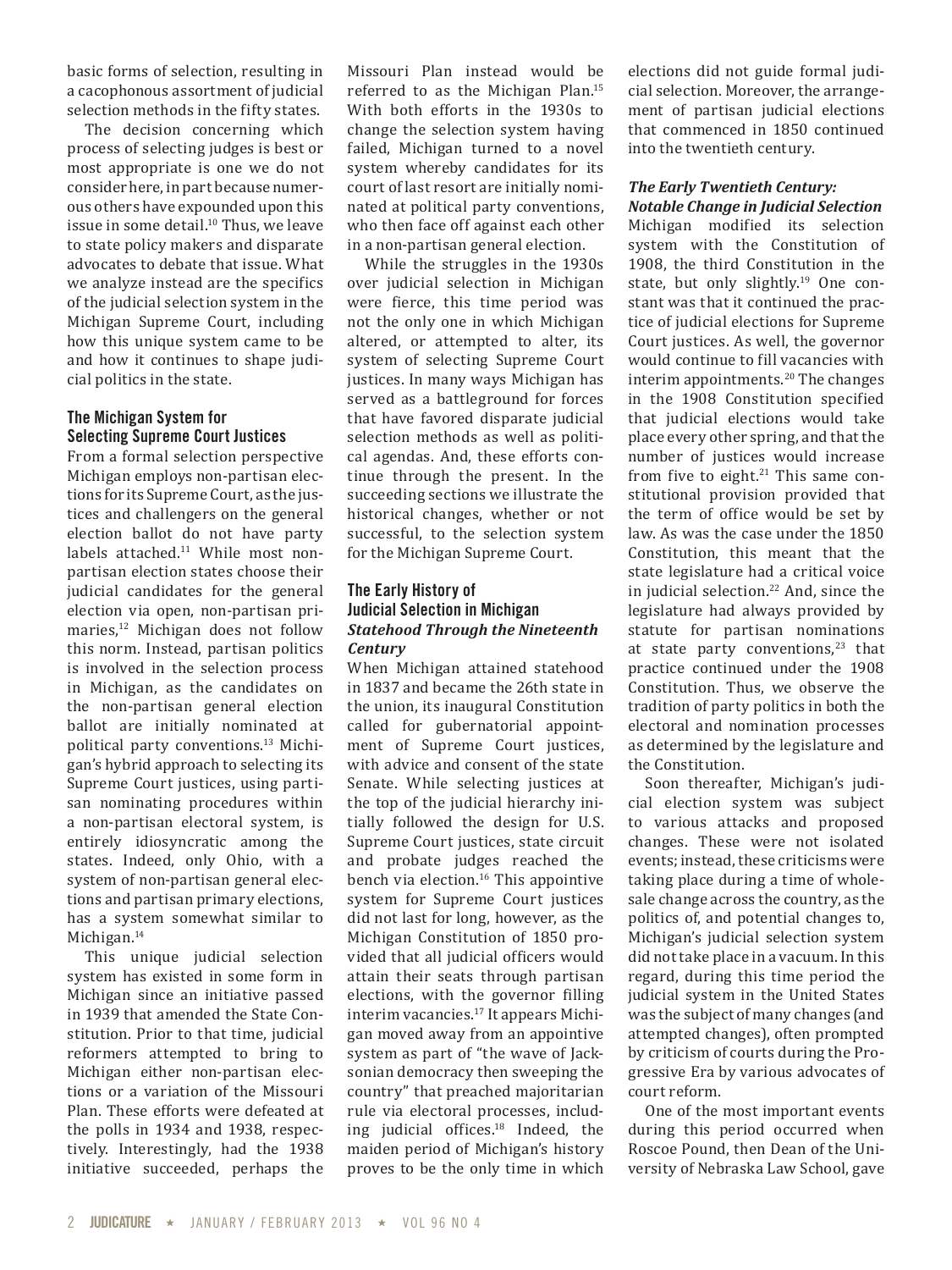basic forms of selection, resulting in a cacophonous assortment of judicial selection methods in the fifty states.

The decision concerning which process of selecting judges is best or most appropriate is one we do not consider here, in part because numerous others have expounded upon this issue in some detail.[10] Thus, we leave to state policy makers and disparate advocates to debate that issue. What we analyze instead are the specifics of the judicial selection system in the Michigan Supreme Court, including how this unique system came to be and how it continues to shape judicial politics in the state.

## The Michigan System for Selecting Supreme Court Justices

From a formal selection perspective Michigan employs non-partisan elections for its Supreme Court, as the justices and challengers on the general election ballot do not have party labels attached.[11] While most non-partisan election states choose their judicial candidates for the general election via open, non-partisan primaries,[12] Michigan does not follow this norm. Instead, partisan politics is involved in the selection process in Michigan, as the candidates on the non-partisan general election ballot are initially nominated at political party conventions.[13] Michigan's hybrid approach to selecting its Supreme Court justices, using partisan nominating procedures within a non-partisan electoral system, is entirely idiosyncratic among the states. Indeed, only Ohio, with a system of non-partisan general elections and partisan primary elections, has a system somewhat similar to Michigan.[14]

This unique judicial selection system has existed in some form in Michigan since an initiative passed in 1939 that amended the State Constitution. Prior to that time, judicial reformers attempted to bring to Michigan either non-partisan elections or a variation of the Missouri Plan. These efforts were defeated at the polls in 1934 and 1938, respectively. Interestingly, had the 1938 initiative succeeded, perhaps the Missouri Plan instead would be referred to as the Michigan Plan.[15] With both efforts in the 1930s to change the selection system having failed, Michigan turned to a novel system whereby candidates for its court of last resort are initially nominated at political party conventions, who then face off against each other in a non-partisan general election.

While the struggles in the 1930s over judicial selection in Michigan were fierce, this time period was not the only one in which Michigan altered, or attempted to alter, its system of selecting Supreme Court justices. In many ways Michigan has served as a battleground for forces that have favored disparate judicial selection methods as well as political agendas. And, these efforts continue through the present. In the succeeding sections we illustrate the historical changes, whether or not successful, to the selection system for the Michigan Supreme Court.

## The Early History of Judicial Selection in Michigan

### *Statehood Through the Nineteenth Century*

When Michigan attained statehood in 1837 and became the 26th state in the union, its inaugural Constitution called for gubernatorial appointment of Supreme Court justices, with advice and consent of the state Senate. While selecting justices at the top of the judicial hierarchy initially followed the design for U.S. Supreme Court justices, state circuit and probate judges reached the bench via election.[16] This appointive system for Supreme Court justices did not last for long, however, as the Michigan Constitution of 1850 provided that all judicial officers would attain their seats through partisan elections, with the governor filling interim vacancies.[17] It appears Michigan moved away from an appointive system as part of "the wave of Jacksonian democracy then sweeping the country" that preached majoritarian rule via electoral processes, including judicial offices.[18] Indeed, the maiden period of Michigan's history proves to be the only time in which elections did not guide formal judicial selection. Moreover, the arrangement of partisan judicial elections that commenced in 1850 continued into the twentieth century.

### *The Early Twentieth Century: Notable Change in Judicial Selection*

Michigan modified its selection system with the Constitution of 1908, the third Constitution in the state, but only slightly.[19] One constant was that it continued the practice of judicial elections for Supreme Court justices. As well, the governor would continue to fill vacancies with interim appointments.[20] The changes in the 1908 Constitution specified that judicial elections would take place every other spring, and that the number of justices would increase from five to eight.[21] This same constitutional provision provided that the term of office would be set by law. As was the case under the 1850 Constitution, this meant that the state legislature had a critical voice in judicial selection.[22] And, since the legislature had always provided by statute for partisan nominations at state party conventions,[23] that practice continued under the 1908 Constitution. Thus, we observe the tradition of party politics in both the electoral and nomination processes as determined by the legislature and the Constitution.

Soon thereafter, Michigan's judicial election system was subject to various attacks and proposed changes. These were not isolated events; instead, these criticisms were taking place during a time of wholesale change across the country, as the politics of, and potential changes to, Michigan's judicial selection system did not take place in a vacuum. In this regard, during this time period the judicial system in the United States was the subject of many changes (and attempted changes), often prompted by criticism of courts during the Progressive Era by various advocates of court reform.

One of the most important events during this period occurred when Roscoe Pound, then Dean of the University of Nebraska Law School, gave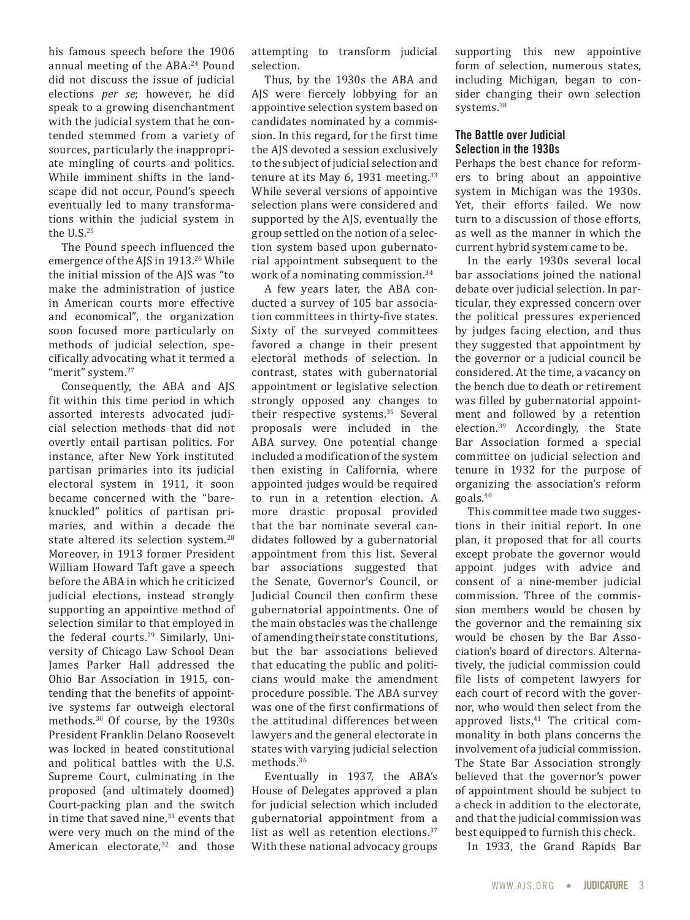his famous speech before the 1906 annual meeting of the ABA.[24] Pound did not discuss the issue of judicial elections *per se*; however, he did speak to a growing disenchantment with the judicial system that he contended stemmed from a variety of sources, particularly the inappropriate mingling of courts and politics. While imminent shifts in the landscape did not occur, Pound's speech eventually led to many transformations within the judicial system in the U.S.[25]

The Pound speech influenced the emergence of the AJS in 1913.[26] While the initial mission of the AJS was "to make the administration of justice in American courts more effective and economical", the organization soon focused more particularly on methods of judicial selection, specifically advocating what it termed a "merit" system.[27]

Consequently, the ABA and AJS fit within this time period in which assorted interests advocated judicial selection methods that did not overtly entail partisan politics. For instance, after New York instituted partisan primaries into its judicial electoral system in 1911, it soon became concerned with the "bare-knuckled" politics of partisan primaries, and within a decade the state altered its selection system.[28] Moreover, in 1913 former President William Howard Taft gave a speech before the ABA in which he criticized judicial elections, instead strongly supporting an appointive method of selection similar to that employed in the federal courts.[29] Similarly, University of Chicago Law School Dean James Parker Hall addressed the Ohio Bar Association in 1915, contending that the benefits of appointive systems far outweigh electoral methods.[30] Of course, by the 1930s President Franklin Delano Roosevelt was locked in heated constitutional and political battles with the U.S. Supreme Court, culminating in the proposed (and ultimately doomed) Court-packing plan and the switch in time that saved nine,[31] events that were very much on the mind of the American electorate,[32] and those attempting to transform judicial selection.

Thus, by the 1930s the ABA and AJS were fiercely lobbying for an appointive selection system based on candidates nominated by a commission. In this regard, for the first time the AJS devoted a session exclusively to the subject of judicial selection and tenure at its May 6, 1931 meeting.[33] While several versions of appointive selection plans were considered and supported by the AJS, eventually the group settled on the notion of a selection system based upon gubernatorial appointment subsequent to the work of a nominating commission.[34]

A few years later, the ABA conducted a survey of 105 bar association committees in thirty-five states. Sixty of the surveyed committees favored a change in their present electoral methods of selection. In contrast, states with gubernatorial appointment or legislative selection strongly opposed any changes to their respective systems.[35] Several proposals were included in the ABA survey. One potential change included a modification of the system then existing in California, where appointed judges would be required to run in a retention election. A more drastic proposal provided that the bar nominate several candidates followed by a gubernatorial appointment from this list. Several bar associations suggested that the Senate, Governor's Council, or Judicial Council then confirm these gubernatorial appointments. One of the main obstacles was the challenge of amending their state constitutions, but the bar associations believed that educating the public and politicians would make the amendment procedure possible. The ABA survey was one of the first confirmations of the attitudinal differences between lawyers and the general electorate in states with varying judicial selection methods.[36]

Eventually in 1937, the ABA's House of Delegates approved a plan for judicial selection which included gubernatorial appointment from a list as well as retention elections.[37] With these national advocacy groups supporting this new appointive form of selection, numerous states, including Michigan, began to consider changing their own selection systems.[38]

## The Battle over Judicial Selection in the 1930s

Perhaps the best chance for reformers to bring about an appointive system in Michigan was the 1930s. Yet, their efforts failed. We now turn to a discussion of those efforts, as well as the manner in which the current hybrid system came to be.

In the early 1930s several local bar associations joined the national debate over judicial selection. In particular, they expressed concern over the political pressures experienced by judges facing election, and thus they suggested that appointment by the governor or a judicial council be considered. At the time, a vacancy on the bench due to death or retirement was filled by gubernatorial appointment and followed by a retention election.[39] Accordingly, the State Bar Association formed a special committee on judicial selection and tenure in 1932 for the purpose of organizing the association's reform goals.[40]

This committee made two suggestions in their initial report. In one plan, it proposed that for all courts except probate the governor would appoint judges with advice and consent of a nine-member judicial commission. Three of the commission members would be chosen by the governor and the remaining six would be chosen by the Bar Association's board of directors. Alternatively, the judicial commission could file lists of competent lawyers for each court of record with the governor, who would then select from the approved lists.[41] The critical commonality in both plans concerns the involvement of a judicial commission. The State Bar Association strongly believed that the governor's power of appointment should be subject to a check in addition to the electorate, and that the judicial commission was best equipped to furnish this check.

In 1933, the Grand Rapids Bar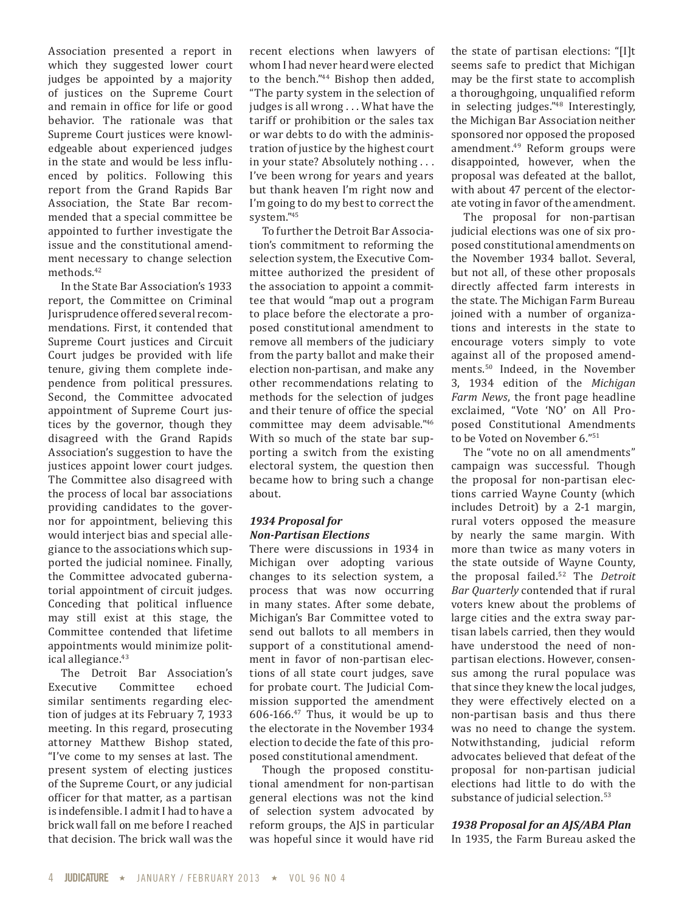Association presented a report in which they suggested lower court judges be appointed by a majority of justices on the Supreme Court and remain in office for life or good behavior. The rationale was that Supreme Court justices were knowledgeable about experienced judges in the state and would be less influenced by politics. Following this report from the Grand Rapids Bar Association, the State Bar recommended that a special committee be appointed to further investigate the issue and the constitutional amendment necessary to change selection methods.[42]

In the State Bar Association's 1933 report, the Committee on Criminal Jurisprudence offered several recommendations. First, it contended that Supreme Court justices and Circuit Court judges be provided with life tenure, giving them complete independence from political pressures. Second, the Committee advocated appointment of Supreme Court justices by the governor, though they disagreed with the Grand Rapids Association's suggestion to have the justices appoint lower court judges. The Committee also disagreed with the process of local bar associations providing candidates to the governor for appointment, believing this would interject bias and special allegiance to the associations which supported the judicial nominee. Finally, the Committee advocated gubernatorial appointment of circuit judges. Conceding that political influence may still exist at this stage, the Committee contended that lifetime appointments would minimize political allegiance.[43]

The Detroit Bar Association's Executive Committee echoed similar sentiments regarding election of judges at its February 7, 1933 meeting. In this regard, prosecuting attorney Matthew Bishop stated, "I've come to my senses at last. The present system of electing justices of the Supreme Court, or any judicial officer for that matter, as a partisan is indefensible. I admit I had to have a brick wall fall on me before I reached that decision. The brick wall was the recent elections when lawyers of whom I had never heard were elected to the bench."[44] Bishop then added, "The party system in the selection of judges is all wrong . . . What have the tariff or prohibition or the sales tax or war debts to do with the administration of justice by the highest court in your state? Absolutely nothing . . . I've been wrong for years and years but thank heaven I'm right now and I'm going to do my best to correct the system."[45]

To further the Detroit Bar Association's commitment to reforming the selection system, the Executive Committee authorized the president of the association to appoint a committee that would "map out a program to place before the electorate a proposed constitutional amendment to remove all members of the judiciary from the party ballot and make their election non-partisan, and make any other recommendations relating to methods for the selection of judges and their tenure of office the special committee may deem advisable."[46] With so much of the state bar supporting a switch from the existing electoral system, the question then became how to bring such a change about.

### *1934 Proposal for Non-Partisan Elections*

There were discussions in 1934 in Michigan over adopting various changes to its selection system, a process that was now occurring in many states. After some debate, Michigan's Bar Committee voted to send out ballots to all members in support of a constitutional amendment in favor of non-partisan elections of all state court judges, save for probate court. The Judicial Commission supported the amendment 606-166.[47] Thus, it would be up to the electorate in the November 1934 election to decide the fate of this proposed constitutional amendment.

Though the proposed constitutional amendment for non-partisan general elections was not the kind of selection system advocated by reform groups, the AJS in particular was hopeful since it would have rid the state of partisan elections: "[I]t seems safe to predict that Michigan may be the first state to accomplish a thoroughgoing, unqualified reform in selecting judges."[48] Interestingly, the Michigan Bar Association neither sponsored nor opposed the proposed amendment.[49] Reform groups were disappointed, however, when the proposal was defeated at the ballot, with about 47 percent of the electorate voting in favor of the amendment.

The proposal for non-partisan judicial elections was one of six proposed constitutional amendments on the November 1934 ballot. Several, but not all, of these other proposals directly affected farm interests in the state. The Michigan Farm Bureau joined with a number of organizations and interests in the state to encourage voters simply to vote against all of the proposed amendments.[50] Indeed, in the November 3, 1934 edition of the *Michigan Farm News*, the front page headline exclaimed, "Vote 'NO' on All Proposed Constitutional Amendments to be Voted on November 6."[51]

The "vote no on all amendments" campaign was successful. Though the proposal for non-partisan elections carried Wayne County (which includes Detroit) by a 2-1 margin, rural voters opposed the measure by nearly the same margin. With more than twice as many voters in the state outside of Wayne County, the proposal failed.[52] The *Detroit Bar Quarterly* contended that if rural voters knew about the problems of large cities and the extra sway partisan labels carried, then they would have understood the need of non-partisan elections. However, consensus among the rural populace was that since they knew the local judges, they were effectively elected on a non-partisan basis and thus there was no need to change the system. Notwithstanding, judicial reform advocates believed that defeat of the proposal for non-partisan judicial elections had little to do with the substance of judicial selection.[53]

### *1938 Proposal for an AJS/ABA Plan*

In 1935, the Farm Bureau asked the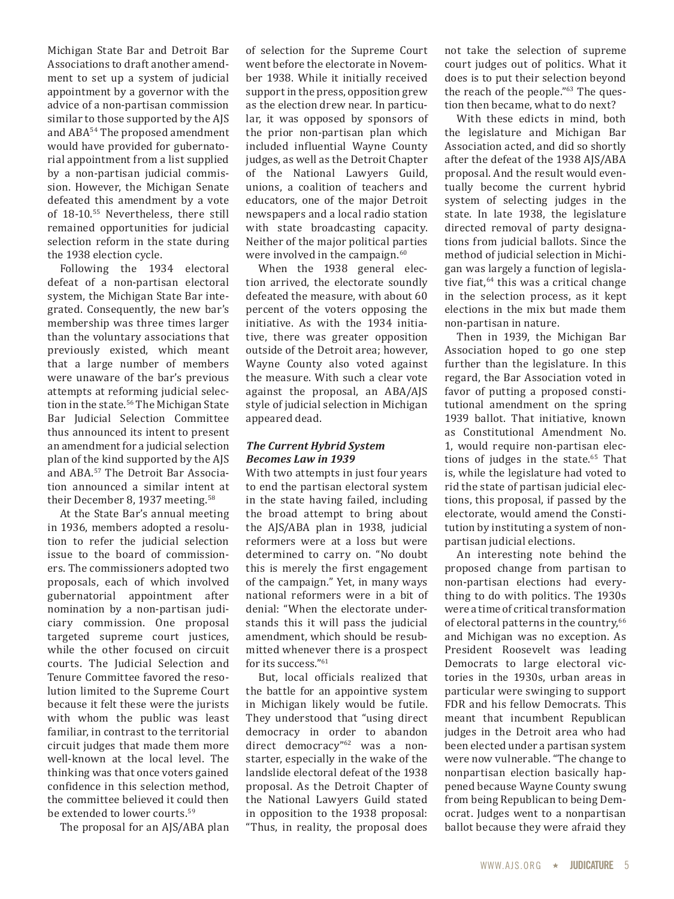Michigan State Bar and Detroit Bar Associations to draft another amendment to set up a system of judicial appointment by a governor with the advice of a non-partisan commission similar to those supported by the AJS and ABA[54] The proposed amendment would have provided for gubernatorial appointment from a list supplied by a non-partisan judicial commission. However, the Michigan Senate defeated this amendment by a vote of 18-10.[55] Nevertheless, there still remained opportunities for judicial selection reform in the state during the 1938 election cycle.

Following the 1934 electoral defeat of a non-partisan electoral system, the Michigan State Bar integrated. Consequently, the new bar's membership was three times larger than the voluntary associations that previously existed, which meant that a large number of members were unaware of the bar's previous attempts at reforming judicial selection in the state.[56] The Michigan State Bar Judicial Selection Committee thus announced its intent to present an amendment for a judicial selection plan of the kind supported by the AJS and ABA.[57] The Detroit Bar Association announced a similar intent at their December 8, 1937 meeting.[58]

At the State Bar's annual meeting in 1936, members adopted a resolution to refer the judicial selection issue to the board of commissioners. The commissioners adopted two proposals, each of which involved gubernatorial appointment after nomination by a non-partisan judiciary commission. One proposal targeted supreme court justices, while the other focused on circuit courts. The Judicial Selection and Tenure Committee favored the resolution limited to the Supreme Court because it felt these were the jurists with whom the public was least familiar, in contrast to the territorial circuit judges that made them more well-known at the local level. The thinking was that once voters gained confidence in this selection method, the committee believed it could then be extended to lower courts.[59]

The proposal for an AJS/ABA plan of selection for the Supreme Court went before the electorate in November 1938. While it initially received support in the press, opposition grew as the election drew near. In particular, it was opposed by sponsors of the prior non-partisan plan which included influential Wayne County judges, as well as the Detroit Chapter of the National Lawyers Guild, unions, a coalition of teachers and educators, one of the major Detroit newspapers and a local radio station with state broadcasting capacity. Neither of the major political parties were involved in the campaign.[60]

When the 1938 general election arrived, the electorate soundly defeated the measure, with about 60 percent of the voters opposing the initiative. As with the 1934 initiative, there was greater opposition outside of the Detroit area; however, Wayne County also voted against the measure. With such a clear vote against the proposal, an ABA/AJS style of judicial selection in Michigan appeared dead.

### *The Current Hybrid System Becomes Law in 1939*

With two attempts in just four years to end the partisan electoral system in the state having failed, including the broad attempt to bring about the AJS/ABA plan in 1938, judicial reformers were at a loss but were determined to carry on. "No doubt this is merely the first engagement of the campaign." Yet, in many ways national reformers were in a bit of denial: "When the electorate understands this it will pass the judicial amendment, which should be resubmitted whenever there is a prospect for its success."[61]

But, local officials realized that the battle for an appointive system in Michigan likely would be futile. They understood that "using direct democracy in order to abandon direct democracy"[62] was a non-starter, especially in the wake of the landslide electoral defeat of the 1938 proposal. As the Detroit Chapter of the National Lawyers Guild stated in opposition to the 1938 proposal: "Thus, in reality, the proposal does not take the selection of supreme court judges out of politics. What it does is to put their selection beyond the reach of the people."[63] The question then became, what to do next?

With these edicts in mind, both the legislature and Michigan Bar Association acted, and did so shortly after the defeat of the 1938 AJS/ABA proposal. And the result would eventually become the current hybrid system of selecting judges in the state. In late 1938, the legislature directed removal of party designations from judicial ballots. Since the method of judicial selection in Michigan was largely a function of legislative fiat,[64] this was a critical change in the selection process, as it kept elections in the mix but made them non-partisan in nature.

Then in 1939, the Michigan Bar Association hoped to go one step further than the legislature. In this regard, the Bar Association voted in favor of putting a proposed constitutional amendment on the spring 1939 ballot. That initiative, known as Constitutional Amendment No. 1, would require non-partisan elections of judges in the state.[65] That is, while the legislature had voted to rid the state of partisan judicial elections, this proposal, if passed by the electorate, would amend the Constitution by instituting a system of non-partisan judicial elections.

An interesting note behind the proposed change from partisan to non-partisan elections had everything to do with politics. The 1930s were a time of critical transformation of electoral patterns in the country,[66] and Michigan was no exception. As President Roosevelt was leading Democrats to large electoral victories in the 1930s, urban areas in particular were swinging to support FDR and his fellow Democrats. This meant that incumbent Republican judges in the Detroit area who had been elected under a partisan system were now vulnerable. "The change to nonpartisan election basically happened because Wayne County swung from being Republican to being Democrat. Judges went to a nonpartisan ballot because they were afraid they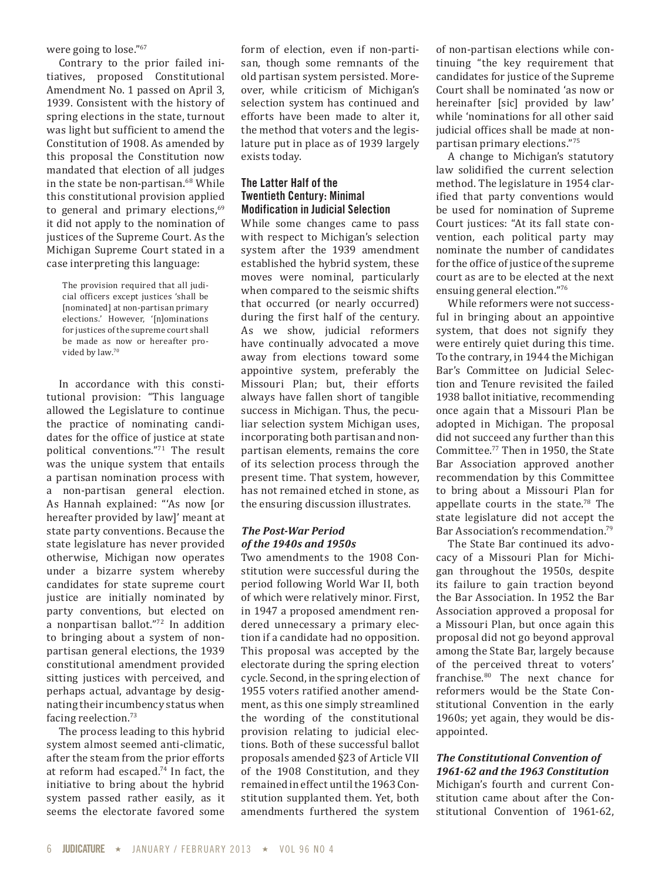were going to lose."[67]

Contrary to the prior failed initiatives, proposed Constitutional Amendment No. 1 passed on April 3, 1939. Consistent with the history of spring elections in the state, turnout was light but sufficient to amend the Constitution of 1908. As amended by this proposal the Constitution now mandated that election of all judges in the state be non-partisan.[68] While this constitutional provision applied to general and primary elections,[69] it did not apply to the nomination of justices of the Supreme Court. As the Michigan Supreme Court stated in a case interpreting this language:

> The provision required that all judicial officers except justices 'shall be [nominated] at non-partisan primary elections.' However, '[n]ominations for justices of the supreme court shall be made as now or hereafter provided by law.[70]

In accordance with this constitutional provision: "This language allowed the Legislature to continue the practice of nominating candidates for the office of justice at state political conventions."[71] The result was the unique system that entails a partisan nomination process with a non-partisan general election. As Hannah explained: "'As now [or hereafter provided by law]' meant at state party conventions. Because the state legislature has never provided otherwise, Michigan now operates under a bizarre system whereby candidates for state supreme court justice are initially nominated by party conventions, but elected on a nonpartisan ballot."[72] In addition to bringing about a system of nonpartisan general elections, the 1939 constitutional amendment provided sitting justices with perceived, and perhaps actual, advantage by designating their incumbency status when facing reelection.[73]

The process leading to this hybrid system almost seemed anti-climatic, after the steam from the prior efforts at reform had escaped.[74] In fact, the initiative to bring about the hybrid system passed rather easily, as it seems the electorate favored some form of election, even if non-partisan, though some remnants of the old partisan system persisted. Moreover, while criticism of Michigan's selection system has continued and efforts have been made to alter it, the method that voters and the legislature put in place as of 1939 largely exists today.

## The Latter Half of the Twentieth Century: Minimal Modification in Judicial Selection

While some changes came to pass with respect to Michigan's selection system after the 1939 amendment established the hybrid system, these moves were nominal, particularly when compared to the seismic shifts that occurred (or nearly occurred) during the first half of the century. As we show, judicial reformers have continually advocated a move away from elections toward some appointive system, preferably the Missouri Plan; but, their efforts always have fallen short of tangible success in Michigan. Thus, the peculiar selection system Michigan uses, incorporating both partisan and nonpartisan elements, remains the core of its selection process through the present time. That system, however, has not remained etched in stone, as the ensuring discussion illustrates.

### *The Post-War Period of the 1940s and 1950s*

Two amendments to the 1908 Constitution were successful during the period following World War II, both of which were relatively minor. First, in 1947 a proposed amendment rendered unnecessary a primary election if a candidate had no opposition. This proposal was accepted by the electorate during the spring election cycle. Second, in the spring election of 1955 voters ratified another amendment, as this one simply streamlined the wording of the constitutional provision relating to judicial elections. Both of these successful ballot proposals amended §23 of Article VII of the 1908 Constitution, and they remained in effect until the 1963 Constitution supplanted them. Yet, both amendments furthered the system of non-partisan elections while continuing "the key requirement that candidates for justice of the Supreme Court shall be nominated 'as now or hereinafter [sic] provided by law' while 'nominations for all other said judicial offices shall be made at nonpartisan primary elections."[75]

A change to Michigan's statutory law solidified the current selection method. The legislature in 1954 clarified that party conventions would be used for nomination of Supreme Court justices: "At its fall state convention, each political party may nominate the number of candidates for the office of justice of the supreme court as are to be elected at the next ensuing general election."[76]

While reformers were not successful in bringing about an appointive system, that does not signify they were entirely quiet during this time. To the contrary, in 1944 the Michigan Bar's Committee on Judicial Selection and Tenure revisited the failed 1938 ballot initiative, recommending once again that a Missouri Plan be adopted in Michigan. The proposal did not succeed any further than this Committee.[77] Then in 1950, the State Bar Association approved another recommendation by this Committee to bring about a Missouri Plan for appellate courts in the state.[78] The state legislature did not accept the Bar Association's recommendation.[79]

The State Bar continued its advocacy of a Missouri Plan for Michigan throughout the 1950s, despite its failure to gain traction beyond the Bar Association. In 1952 the Bar Association approved a proposal for a Missouri Plan, but once again this proposal did not go beyond approval among the State Bar, largely because of the perceived threat to voters' franchise.[80] The next chance for reformers would be the State Constitutional Convention in the early 1960s; yet again, they would be disappointed.

### *The Constitutional Convention of 1961-62 and the 1963 Constitution*

Michigan's fourth and current Constitution came about after the Constitutional Convention of 1961-62,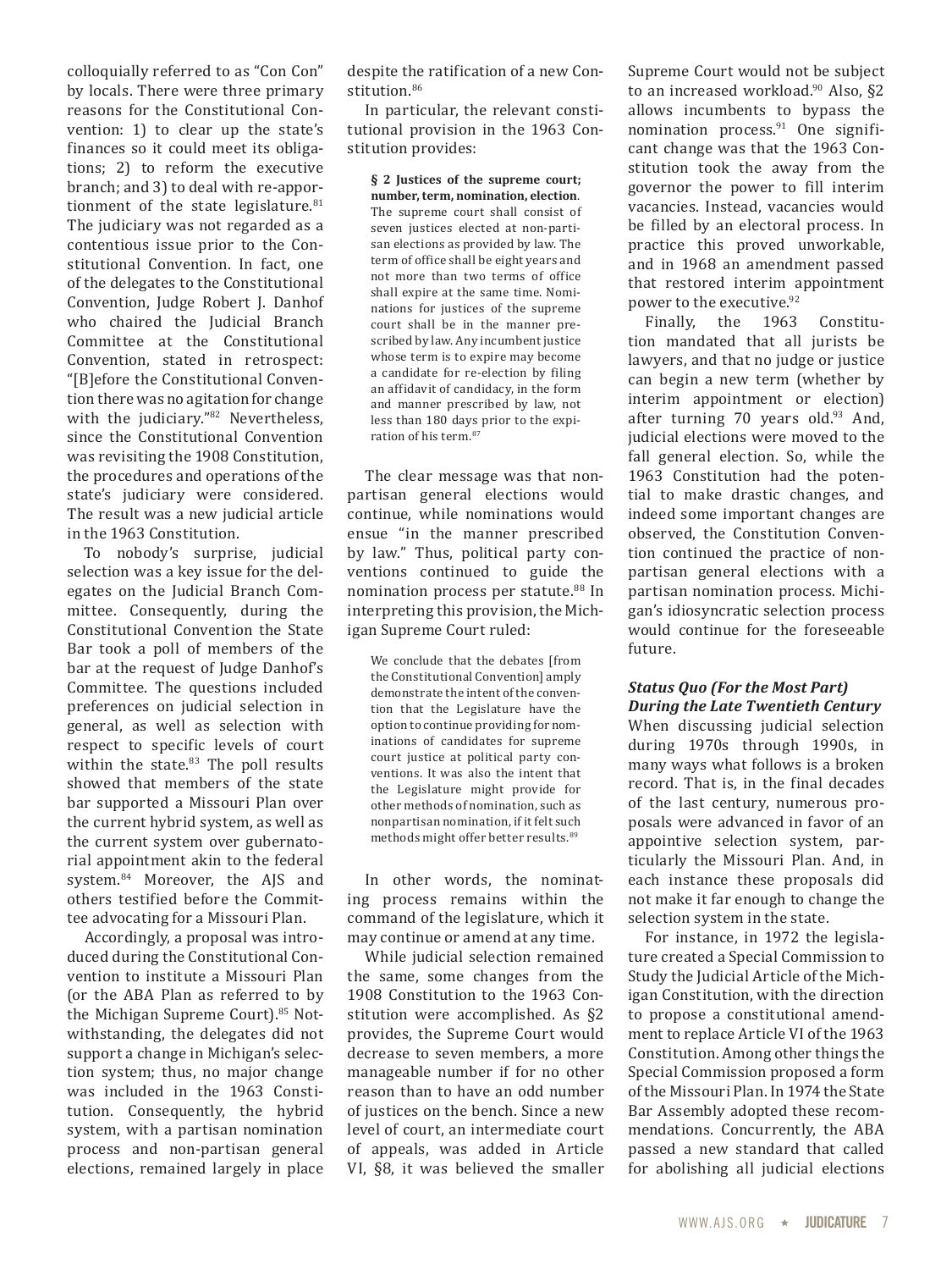colloquially referred to as "Con Con" by locals. There were three primary reasons for the Constitutional Convention: 1) to clear up the state's finances so it could meet its obligations; 2) to reform the executive branch; and 3) to deal with re-apportionment of the state legislature.[81] The judiciary was not regarded as a contentious issue prior to the Constitutional Convention. In fact, one of the delegates to the Constitutional Convention, Judge Robert J. Danhof who chaired the Judicial Branch Committee at the Constitutional Convention, stated in retrospect: "[B]efore the Constitutional Convention there was no agitation for change with the judiciary."[82] Nevertheless, since the Constitutional Convention was revisiting the 1908 Constitution, the procedures and operations of the state's judiciary were considered. The result was a new judicial article in the 1963 Constitution.

To nobody's surprise, judicial selection was a key issue for the delegates on the Judicial Branch Committee. Consequently, during the Constitutional Convention the State Bar took a poll of members of the bar at the request of Judge Danhof's Committee. The questions included preferences on judicial selection in general, as well as selection with respect to specific levels of court within the state.[83] The poll results showed that members of the state bar supported a Missouri Plan over the current hybrid system, as well as the current system over gubernatorial appointment akin to the federal system.[84] Moreover, the AJS and others testified before the Committee advocating for a Missouri Plan.

Accordingly, a proposal was introduced during the Constitutional Convention to institute a Missouri Plan (or the ABA Plan as referred to by the Michigan Supreme Court).[85] Notwithstanding, the delegates did not support a change in Michigan's selection system; thus, no major change was included in the 1963 Constitution. Consequently, the hybrid system, with a partisan nomination process and non-partisan general elections, remained largely in place despite the ratification of a new Constitution.[86]

In particular, the relevant constitutional provision in the 1963 Constitution provides:

> **§ 2 Justices of the supreme court; number, term, nomination, election**. The supreme court shall consist of seven justices elected at non-partisan elections as provided by law. The term of office shall be eight years and not more than two terms of office shall expire at the same time. Nominations for justices of the supreme court shall be in the manner prescribed by law. Any incumbent justice whose term is to expire may become a candidate for re-election by filing an affidavit of candidacy, in the form and manner prescribed by law, not less than 180 days prior to the expiration of his term.[87]

The clear message was that non-partisan general elections would continue, while nominations would ensue "in the manner prescribed by law." Thus, political party conventions continued to guide the nomination process per statute.[88] In interpreting this provision, the Michigan Supreme Court ruled:

> We conclude that the debates [from the Constitutional Convention] amply demonstrate the intent of the convention that the Legislature have the option to continue providing for nominations of candidates for supreme court justice at political party conventions. It was also the intent that the Legislature might provide for other methods of nomination, such as nonpartisan nomination, if it felt such methods might offer better results.[89]

In other words, the nominating process remains within the command of the legislature, which it may continue or amend at any time.

While judicial selection remained the same, some changes from the 1908 Constitution to the 1963 Constitution were accomplished. As §2 provides, the Supreme Court would decrease to seven members, a more manageable number if for no other reason than to have an odd number of justices on the bench. Since a new level of court, an intermediate court of appeals, was added in Article VI, §8, it was believed the smaller Supreme Court would not be subject to an increased workload.[90] Also, §2 allows incumbents to bypass the nomination process.[91] One significant change was that the 1963 Constitution took the away from the governor the power to fill interim vacancies. Instead, vacancies would be filled by an electoral process. In practice this proved unworkable, and in 1968 an amendment passed that restored interim appointment power to the executive.[92]

Finally, the 1963 Constitution mandated that all jurists be lawyers, and that no judge or justice can begin a new term (whether by interim appointment or election) after turning 70 years old.[93] And, judicial elections were moved to the fall general election. So, while the 1963 Constitution had the potential to make drastic changes, and indeed some important changes are observed, the Constitution Convention continued the practice of non-partisan general elections with a partisan nomination process. Michigan's idiosyncratic selection process would continue for the foreseeable future.

### *Status Quo (For the Most Part) During the Late Twentieth Century*

When discussing judicial selection during 1970s through 1990s, in many ways what follows is a broken record. That is, in the final decades of the last century, numerous proposals were advanced in favor of an appointive selection system, particularly the Missouri Plan. And, in each instance these proposals did not make it far enough to change the selection system in the state.

For instance, in 1972 the legislature created a Special Commission to Study the Judicial Article of the Michigan Constitution, with the direction to propose a constitutional amendment to replace Article VI of the 1963 Constitution. Among other things the Special Commission proposed a form of the Missouri Plan. In 1974 the State Bar Assembly adopted these recommendations. Concurrently, the ABA passed a new standard that called for abolishing all judicial elections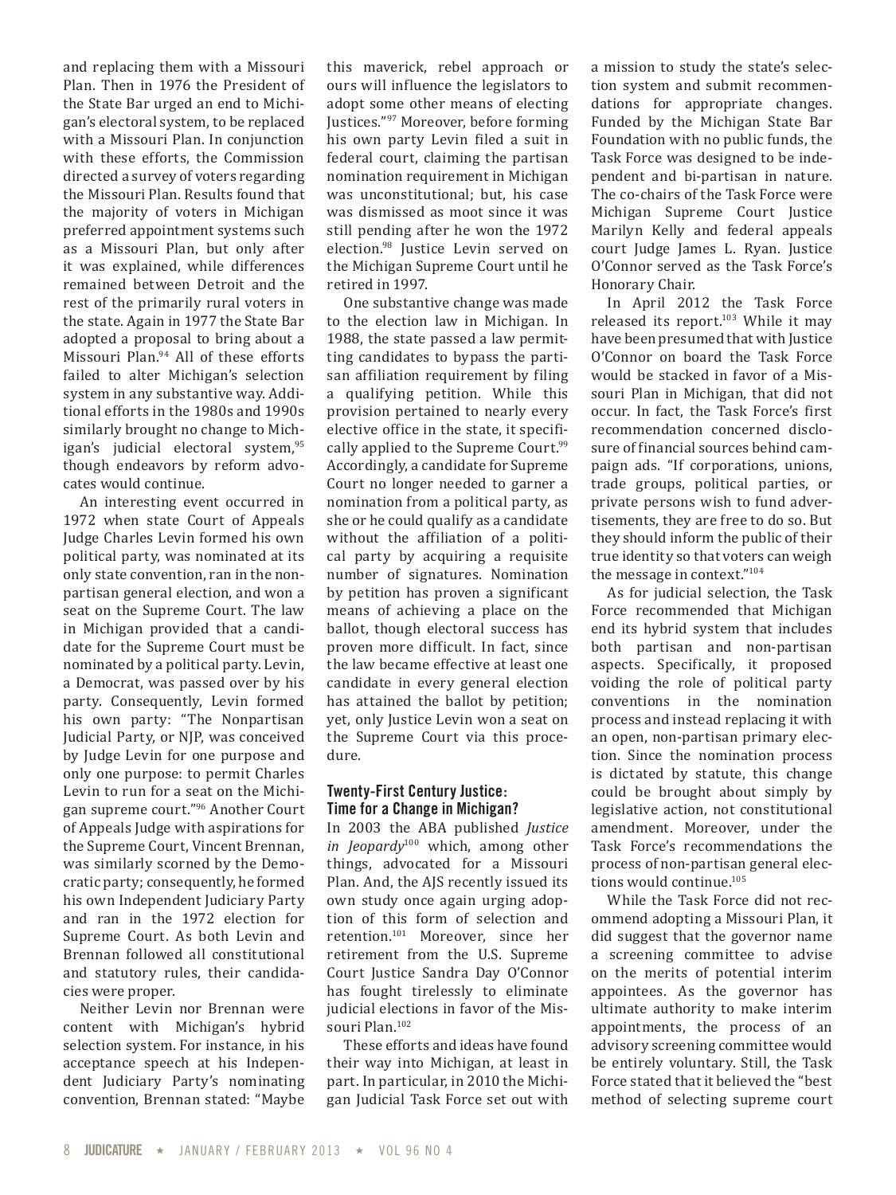and replacing them with a Missouri Plan. Then in 1976 the President of the State Bar urged an end to Michigan's electoral system, to be replaced with a Missouri Plan. In conjunction with these efforts, the Commission directed a survey of voters regarding the Missouri Plan. Results found that the majority of voters in Michigan preferred appointment systems such as a Missouri Plan, but only after it was explained, while differences remained between Detroit and the rest of the primarily rural voters in the state. Again in 1977 the State Bar adopted a proposal to bring about a Missouri Plan.[94] All of these efforts failed to alter Michigan's selection system in any substantive way. Additional efforts in the 1980s and 1990s similarly brought no change to Michigan's judicial electoral system,[95] though endeavors by reform advocates would continue.

An interesting event occurred in 1972 when state Court of Appeals Judge Charles Levin formed his own political party, was nominated at its only state convention, ran in the nonpartisan general election, and won a seat on the Supreme Court. The law in Michigan provided that a candidate for the Supreme Court must be nominated by a political party. Levin, a Democrat, was passed over by his party. Consequently, Levin formed his own party: "The Nonpartisan Judicial Party, or NJP, was conceived by Judge Levin for one purpose and only one purpose: to permit Charles Levin to run for a seat on the Michigan supreme court."[96] Another Court of Appeals Judge with aspirations for the Supreme Court, Vincent Brennan, was similarly scorned by the Democratic party; consequently, he formed his own Independent Judiciary Party and ran in the 1972 election for Supreme Court. As both Levin and Brennan followed all constitutional and statutory rules, their candidacies were proper.

Neither Levin nor Brennan were content with Michigan's hybrid selection system. For instance, in his acceptance speech at his Independent Judiciary Party's nominating convention, Brennan stated: "Maybe this maverick, rebel approach or ours will influence the legislators to adopt some other means of electing Justices."[97] Moreover, before forming his own party Levin filed a suit in federal court, claiming the partisan nomination requirement in Michigan was unconstitutional; but, his case was dismissed as moot since it was still pending after he won the 1972 election.[98] Justice Levin served on the Michigan Supreme Court until he retired in 1997.

One substantive change was made to the election law in Michigan. In 1988, the state passed a law permitting candidates to bypass the partisan affiliation requirement by filing a qualifying petition. While this provision pertained to nearly every elective office in the state, it specifically applied to the Supreme Court.[99] Accordingly, a candidate for Supreme Court no longer needed to garner a nomination from a political party, as she or he could qualify as a candidate without the affiliation of a political party by acquiring a requisite number of signatures. Nomination by petition has proven a significant means of achieving a place on the ballot, though electoral success has proven more difficult. In fact, since the law became effective at least one candidate in every general election has attained the ballot by petition; yet, only Justice Levin won a seat on the Supreme Court via this procedure.

## Twenty-First Century Justice: Time for a Change in Michigan?

In 2003 the ABA published *Justice in Jeopardy*[100] which, among other things, advocated for a Missouri Plan. And, the AJS recently issued its own study once again urging adoption of this form of selection and retention.[101] Moreover, since her retirement from the U.S. Supreme Court Justice Sandra Day O'Connor has fought tirelessly to eliminate judicial elections in favor of the Missouri Plan.[102]

These efforts and ideas have found their way into Michigan, at least in part. In particular, in 2010 the Michigan Judicial Task Force set out with a mission to study the state's selection system and submit recommendations for appropriate changes. Funded by the Michigan State Bar Foundation with no public funds, the Task Force was designed to be independent and bi-partisan in nature. The co-chairs of the Task Force were Michigan Supreme Court Justice Marilyn Kelly and federal appeals court Judge James L. Ryan. Justice O'Connor served as the Task Force's Honorary Chair.

In April 2012 the Task Force released its report.[103] While it may have been presumed that with Justice O'Connor on board the Task Force would be stacked in favor of a Missouri Plan in Michigan, that did not occur. In fact, the Task Force's first recommendation concerned disclosure of financial sources behind campaign ads. "If corporations, unions, trade groups, political parties, or private persons wish to fund advertisements, they are free to do so. But they should inform the public of their true identity so that voters can weigh the message in context."[104]

As for judicial selection, the Task Force recommended that Michigan end its hybrid system that includes both partisan and non-partisan aspects. Specifically, it proposed voiding the role of political party conventions in the nomination process and instead replacing it with an open, non-partisan primary election. Since the nomination process is dictated by statute, this change could be brought about simply by legislative action, not constitutional amendment. Moreover, under the Task Force's recommendations the process of non-partisan general elections would continue.[105]

While the Task Force did not recommend adopting a Missouri Plan, it did suggest that the governor name a screening committee to advise on the merits of potential interim appointees. As the governor has ultimate authority to make interim appointments, the process of an advisory screening committee would be entirely voluntary. Still, the Task Force stated that it believed the "best method of selecting supreme court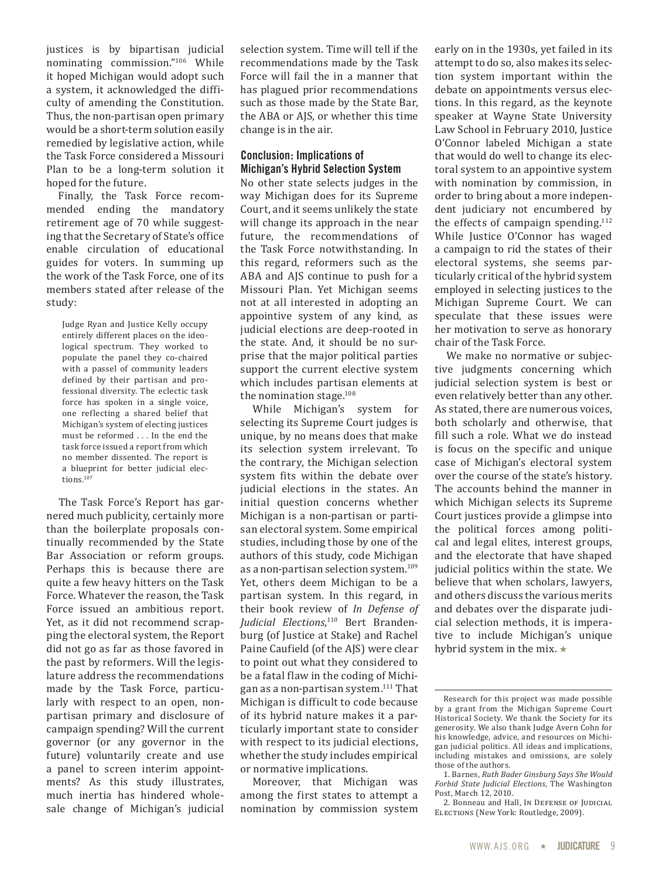justices is by bipartisan judicial nominating commission."[106] While it hoped Michigan would adopt such a system, it acknowledged the difficulty of amending the Constitution. Thus, the non-partisan open primary would be a short-term solution easily remedied by legislative action, while the Task Force considered a Missouri Plan to be a long-term solution it hoped for the future.

Finally, the Task Force recommended ending the mandatory retirement age of 70 while suggesting that the Secretary of State's office enable circulation of educational guides for voters. In summing up the work of the Task Force, one of its members stated after release of the study:

> Judge Ryan and Justice Kelly occupy entirely different places on the ideological spectrum. They worked to populate the panel they co-chaired with a passel of community leaders defined by their partisan and professional diversity. The eclectic task force has spoken in a single voice, one reflecting a shared belief that Michigan's system of electing justices must be reformed . . . In the end the task force issued a report from which no member dissented. The report is a blueprint for better judicial elections.[107]

The Task Force's Report has garnered much publicity, certainly more than the boilerplate proposals continually recommended by the State Bar Association or reform groups. Perhaps this is because there are quite a few heavy hitters on the Task Force. Whatever the reason, the Task Force issued an ambitious report. Yet, as it did not recommend scrapping the electoral system, the Report did not go as far as those favored in the past by reformers. Will the legislature address the recommendations made by the Task Force, particularly with respect to an open, non-partisan primary and disclosure of campaign spending? Will the current governor (or any governor in the future) voluntarily create and use a panel to screen interim appointments? As this study illustrates, much inertia has hindered wholesale change of Michigan's judicial selection system. Time will tell if the recommendations made by the Task Force will fail the in a manner that has plagued prior recommendations such as those made by the State Bar, the ABA or AJS, or whether this time change is in the air.

## Conclusion: Implications of Michigan's Hybrid Selection System

No other state selects judges in the way Michigan does for its Supreme Court, and it seems unlikely the state will change its approach in the near future, the recommendations of the Task Force notwithstanding. In this regard, reformers such as the ABA and AJS continue to push for a Missouri Plan. Yet Michigan seems not at all interested in adopting an appointive system of any kind, as judicial elections are deep-rooted in the state. And, it should be no surprise that the major political parties support the current elective system which includes partisan elements at the nomination stage.[108]

While Michigan's system for selecting its Supreme Court judges is unique, by no means does that make its selection system irrelevant. To the contrary, the Michigan selection system fits within the debate over judicial elections in the states. An initial question concerns whether Michigan is a non-partisan or partisan electoral system. Some empirical studies, including those by one of the authors of this study, code Michigan as a non-partisan selection system.[109] Yet, others deem Michigan to be a partisan system. In this regard, in their book review of *In Defense of Judicial Elections*,[110] Bert Brandenburg (of Justice at Stake) and Rachel Paine Caufield (of the AJS) were clear to point out what they considered to be a fatal flaw in the coding of Michigan as a non-partisan system.[111] That Michigan is difficult to code because of its hybrid nature makes it a particularly important state to consider with respect to its judicial elections, whether the study includes empirical or normative implications.

Moreover, that Michigan was among the first states to attempt a nomination by commission system early on in the 1930s, yet failed in its attempt to do so, also makes its selection system important within the debate on appointments versus elections. In this regard, as the keynote speaker at Wayne State University Law School in February 2010, Justice O'Connor labeled Michigan a state that would do well to change its electoral system to an appointive system with nomination by commission, in order to bring about a more independent judiciary not encumbered by the effects of campaign spending.[112] While Justice O'Connor has waged a campaign to rid the states of their electoral systems, she seems particularly critical of the hybrid system employed in selecting justices to the Michigan Supreme Court. We can speculate that these issues were her motivation to serve as honorary chair of the Task Force.

We make no normative or subjective judgments concerning which judicial selection system is best or even relatively better than any other. As stated, there are numerous voices, both scholarly and otherwise, that fill such a role. What we do instead is focus on the specific and unique case of Michigan's electoral system over the course of the state's history. The accounts behind the manner in which Michigan selects its Supreme Court justices provide a glimpse into the political forces among political and legal elites, interest groups, and the electorate that have shaped judicial politics within the state. We believe that when scholars, lawyers, and others discuss the various merits and debates over the disparate judicial selection methods, it is imperative to include Michigan's unique hybrid system in the mix. ★

---

Research for this project was made possible by a grant from the Michigan Supreme Court Historical Society. We thank the Society for its generosity. We also thank Judge Avern Cohn for his knowledge, advice, and resources on Michigan judicial politics. All ideas and implications, including mistakes and omissions, are solely those of the authors.

1. Barnes, *Ruth Bader Ginsburg Says She Would Forbid State Judicial Elections*, The Washington Post, March 12, 2010.

2. Bonneau and Hall, In Defense of Judicial Elections (New York: Routledge, 2009).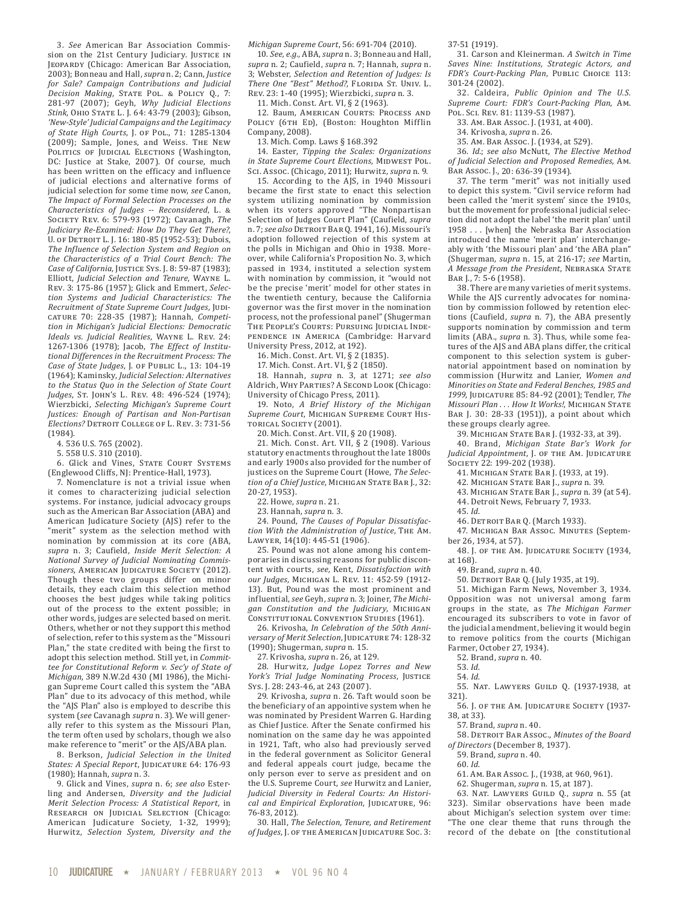3. *See* American Bar Association Commission on the 21st Century Judiciary. JUSTICE IN JEOPARDY (Chicago: American Bar Association, 2003); Bonneau and Hall, *supra* n. 2; Cann, *Justice for Sale? Campaign Contributions and Judicial Decision Making*, STATE POL. & POLICY Q., 7: 281-97 (2007); Geyh, *Why Judicial Elections Stink*, OHIO STATE L. J. 64: 43-79 (2003); Gibson, *'New-Style' Judicial Campaigns and the Legitimacy of State High Courts*, J. OF POL., 71: 1285-1304 (2009); Sample, Jones, and Weiss. THE NEW POLITICS OF JUDICIAL ELECTIONS (Washington, DC: Justice at Stake, 2007). Of course, much has been written on the efficacy and influence of judicial elections and alternative forms of judicial selection for some time now, *see* Canon, *The Impact of Formal Selection Processes on the Characteristics of Judges -- Reconsidered*, L. & SOCIETY REV. 6: 579-93 (1972); Cavanagh, *The Judiciary Re-Examined: How Do They Get There?*, U. OF DETROIT L. J. 16: 180-85 (1952-53); Dubois, *The Influence of Selection System and Region on the Characteristics of a Trial Court Bench: The Case of California*, JUSTICE SYS. J. 8: 59-87 (1983); Elliott, *Judicial Selection and Tenure*, WAYNE L. REV. 3: 175-86 (1957); Glick and Emmert, *Selection Systems and Judicial Characteristics: The Recruitment of State Supreme Court Judges*, JUDICATURE 70: 228-35 (1987); Hannah, *Competition in Michigan's Judicial Elections: Democratic Ideals vs. Judicial Realities*, WAYNE L. REV. 24: 1267-1306 (1978); Jacob, *The Effect of Institutional Differences in the Recruitment Process: The Case of State Judges*, J. OF PUBLIC L., 13: 104-19 (1964); Kaminsky, *Judicial Selection: Alternatives to the Status Quo in the Selection of State Court Judges*, ST. JOHN'S L. REV. 48: 496-524 (1974); Wierzbicki, *Selecting Michigan's Supreme Court Justices: Enough of Partisan and Non-Partisan Elections?* DETROIT COLLEGE OF L. REV. 3: 731-56 (1984).

4. 536 U.S. 765 (2002).

5. 558 U.S. 310 (2010).

6. Glick and Vines, STATE COURT SYSTEMS (Englewood Cliffs, NJ: Prentice-Hall, 1973).

7. Nomenclature is not a trivial issue when it comes to characterizing judicial selection systems. For instance, judicial advocacy groups such as the American Bar Association (ABA) and American Judicature Society (AJS) refer to the "merit" system as the selection method with nomination by commission at its core (ABA, *supra* n. 3; Caufield, *Inside Merit Selection: A National Survey of Judicial Nominating Commissioners*, AMERICAN JUDICATURE SOCIETY (2012). Though these two groups differ on minor details, they each claim this selection method chooses the best judges while taking politics out of the process to the extent possible; in other words, judges are selected based on merit. Others, whether or not they support this method of selection, refer to this system as the "Missouri Plan," the state credited with being the first to adopt this selection method. Still yet, in *Committee for Constitutional Reform v. Sec'y of State of Michigan*, 389 N.W.2d 430 (MI 1986), the Michigan Supreme Court called this system the "ABA Plan" due to its advocacy of this method, while the "AJS Plan" also is employed to describe this system (*see* Cavanagh *supra* n. 3). We will generally refer to this system as the Missouri Plan, the term often used by scholars, though we also make reference to "merit" or the AJS/ABA plan.

8. Berkson, *Judicial Selection in the United States: A Special Report*, JUDICATURE 64: 176-93 (1980); Hannah, *supra* n. 3.

9. Glick and Vines, *supra* n. 6; *see also* Esterling and Andersen, *Diversity and the Judicial Merit Selection Process: A Statistical Report*, in RESEARCH ON JUDICIAL SELECTION (Chicago: American Judicature Society, 1-32, 1999); Hurwitz, *Selection System, Diversity and the Michigan Supreme Court*, 56: 691-704 (2010).

10. *See, e.g.,* ABA, *supra* n. 3; Bonneau and Hall, *supra* n. 2; Caufield, *supra* n. 7; Hannah, *supra* n. 3; Webster, *Selection and Retention of Judges: Is There One "Best" Method?*, FLORIDA ST. UNIV. L. REV. 23: 1-40 (1995); Wierzbicki, *supra* n. 3.

11. Mich. Const. Art. VI, § 2 (1963).

12. Baum, AMERICAN COURTS: PROCESS AND POLICY (6TH ED), (Boston: Houghton Mifflin Company, 2008).

13. Mich. Comp. Laws § 168.392

14. Easter, *Tipping the Scales: Organizations in State Supreme Court Elections*, MIDWEST POL. SCI. ASSOC. (Chicago, 2011); Hurwitz, *supra* n. 9.

15. According to the AJS, in 1940 Missouri became the first state to enact this selection system utilizing nomination by commission when its voters approved "The Nonpartisan Selection of Judges Court Plan" (Caufield, *supra* n. 7; *see also* DETROIT BAR Q. 1941, 16). Missouri's adoption followed rejection of this system at the polls in Michigan and Ohio in 1938. Moreover, while California's Proposition No. 3, which passed in 1934, instituted a selection system with nomination by commission, it "would not be the precise 'merit' model for other states in the twentieth century, because the California governor was the first mover in the nomination process, not the professional panel" (Shugerman THE PEOPLE'S COURTS: PURSUING JUDICIAL INDEPENDENCE IN AMERICA (Cambridge: Harvard University Press, 2012, at 192).

16. Mich. Const. Art. VI, § 2 (1835).

17. Mich. Const. Art. VI, § 2 (1850).

18. Hannah, *supra* n. 3, at 1271; *see also* Aldrich, WHY PARTIES? A SECOND LOOK (Chicago: University of Chicago Press, 2011).

19. Noto, *A Brief History of the Michigan Supreme Court*, MICHIGAN SUPREME COURT HISTORICAL SOCIETY (2001).

20. Mich. Const. Art. VII, § 20 (1908).

21. Mich. Const. Art. VII, § 2 (1908). Various statutory enactments throughout the late 1800s and early 1900s also provided for the number of justices on the Supreme Court (Howe, *The Selection of a Chief Justice*, MICHIGAN STATE BAR J., 32: 20-27, 1953).

22. Howe, *supra* n. 21.

23. Hannah, *supra* n. 3.

24. Pound, *The Causes of Popular Dissatisfaction With the Administration of Justice*, THE AM. LAWYER, 14(10): 445-51 (1906).

25. Pound was not alone among his contemporaries in discussing reasons for public discontent with courts, *see*, Kent, *Dissatisfaction with our Judges*, MICHIGAN L. REV. 11: 452-59 (1912-13). But, Pound was the most prominent and influential, *see* Geyh, *supra* n. 3; Joiner, *The Michigan Constitution and the Judiciary*, MICHIGAN CONSTITUTIONAL CONVENTION STUDIES (1961).

26. Krivosha, *In Celebration of the 50th Anniversary of Merit Selection*, JUDICATURE 74: 128-32 (1990); Shugerman, *supra* n. 15.

27. Krivosha, *supra* n. 26, at 129.

28. Hurwitz, *Judge Lopez Torres and New York's Trial Judge Nominating Process*, JUSTICE SYS. J. 28: 243-46, at 243 (2007).

29. Krivosha, *supra* n. 26. Taft would soon be the beneficiary of an appointive system when he was nominated by President Warren G. Harding as Chief Justice. After the Senate confirmed his nomination on the same day he was appointed in 1921, Taft, who also had previously served in the federal government as Solicitor General and federal appeals court judge, became the only person ever to serve as president and on the U.S. Supreme Court, *see* Hurwitz and Lanier, *Judicial Diversity in Federal Courts: An Historical and Empirical Exploration*, JUDICATURE, 96: 76-83, 2012).

30. Hall, *The Selection, Tenure, and Retirement of Judges*, J. OF THE AMERICAN JUDICATURE SOC. 3: 37-51 (1919).

31. Carson and Kleinerman. *A Switch in Time Saves Nine: Institutions, Strategic Actors, and FDR's Court-Packing Plan*, PUBLIC CHOICE 113: 301-24 (2002).

32. Caldeira, *Public Opinion and The U.S. Supreme Court: FDR's Court-Packing Plan*, AM. POL. SCI. REV. 81: 1139-53 (1987).

33. AM. BAR ASSOC. J. (1931, at 400).

34. Krivosha, *supra* n. 26.

35. AM. BAR ASSOC. J. (1934, at 529).

36. *Id.*; *see also* McNutt, *The Elective Method of Judicial Selection and Proposed Remedies*, AM. BAR ASSOC. J., 20: 636-39 (1934).

37. The term "merit" was not initially used to depict this system. "Civil service reform had been called the 'merit system' since the 1910s, but the movement for professional judicial selection did not adopt the label 'the merit plan' until 1958 . . . [when] the Nebraska Bar Association introduced the name 'merit plan' interchangeably with 'the Missouri plan' and 'the ABA plan'" (Shugerman, *supra* n. 15, at 216-17; *see* Martin, *A Message from the President*, NEBRASKA STATE BAR J., 7: 5-6 (1958).

38. There are many varieties of merit systems. While the AJS currently advocates for nomination by commission followed by retention elections (Caufield, *supra* n. 7), the ABA presently supports nomination by commission and term limits (ABA., *supra* n. 3). Thus, while some features of the AJS and ABA plans differ, the critical component to this selection system is gubernatorial appointment based on nomination by commission (Hurwitz and Lanier, *Women and Minorities on State and Federal Benches, 1985 and 1999*, JUDICATURE 85: 84-92 (2001); Tendler, *The Missouri Plan . . . How It Works!*, MICHIGAN STATE BAR J. 30: 28-33 (1951)), a point about which these groups clearly agree.

39. MICHIGAN STATE BAR J. (1932-33, at 39).

40. Brand, *Michigan State Bar's Work for Judicial Appointment*, J. OF THE AM. JUDICATURE SOCIETY 22: 199-202 (1938).

41. MICHIGAN STATE BAR J. (1933, at 19).

42. MICHIGAN STATE BAR J., *supra* n. 39.

43. MICHIGAN STATE BAR J., *supra* n. 39 (at 54).

44. Detroit News, February 7, 1933.

45. *Id.*

46. DETROIT BAR Q. (March 1933).

47. MICHIGAN BAR ASSOC. MINUTES (September 26, 1934, at 57).

48. J. OF THE AM. JUDICATURE SOCIETY (1934, at 168).

49. Brand, *supra* n. 40.

50. DETROIT BAR Q. (July 1935, at 19).

51. Michigan Farm News, November 3, 1934. Opposition was not universal among farm groups in the state, as *The Michigan Farmer* encouraged its subscribers to vote in favor of the judicial amendment, believing it would begin to remove politics from the courts (Michigan Farmer, October 27, 1934).

52. Brand, *supra* n. 40.

53. *Id.*

54. *Id.*

55. NAT. LAWYERS GUILD Q. (1937-1938, at 321).

56. J. OF THE AM. JUDICATURE SOCIETY (1937-38, at 33).

57. Brand, *supra* n. 40.

58. DETROIT BAR ASSOC., *Minutes of the Board of Directors* (December 8, 1937).

59. Brand, *supra* n. 40.

60. *Id.*

61. AM. BAR ASSOC. J., (1938, at 960, 961).

62. Shugerman, *supra* n. 15, at 187).

63. NAT. LAWYERS GUILD Q., *supra* n. 55 (at 323). Similar observations have been made about Michigan's selection system over time: "The one clear theme that runs through the record of the debate on [the constitutional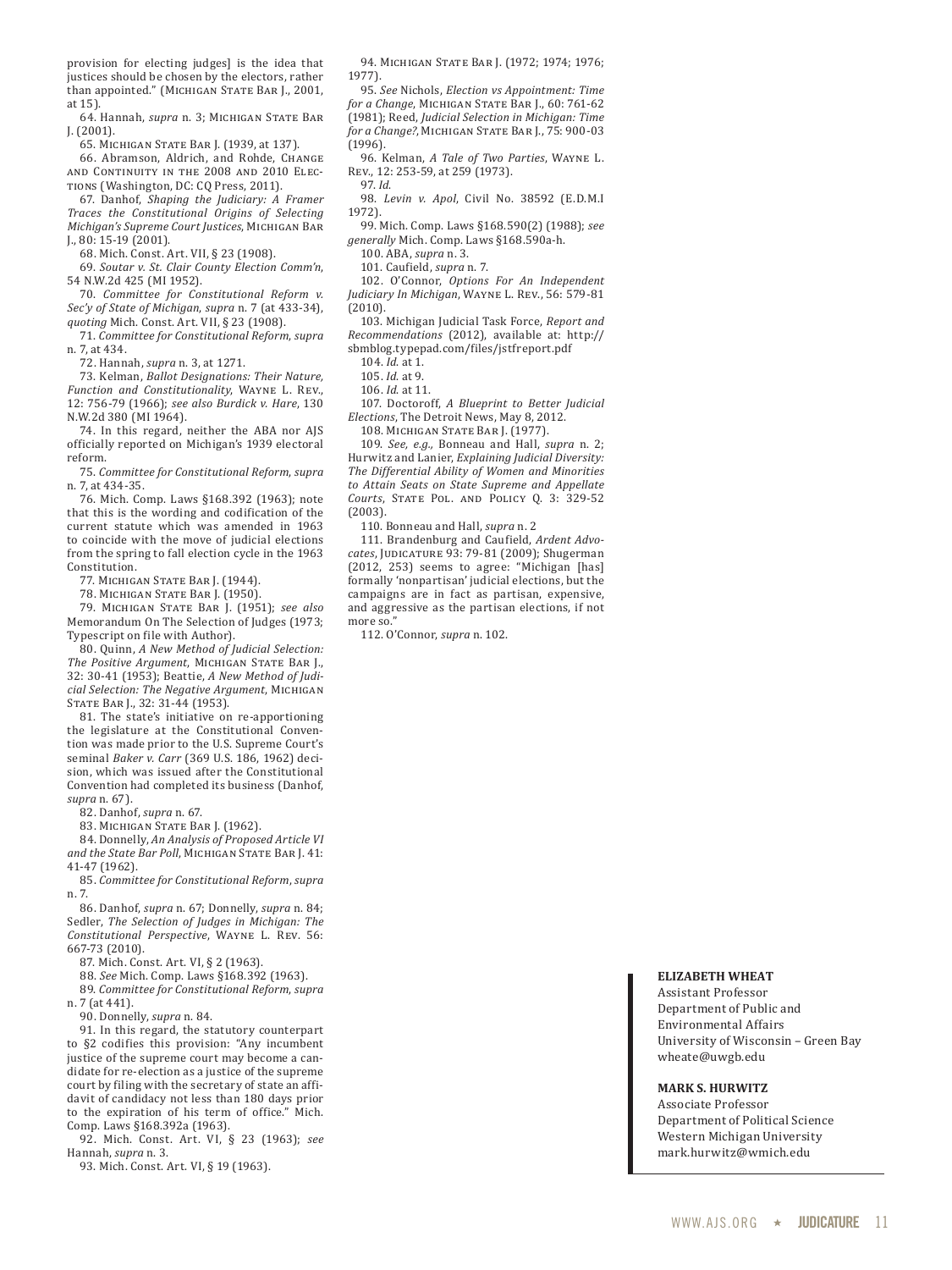provision for electing judges] is the idea that justices should be chosen by the electors, rather than appointed." (Michigan State Bar J., 2001, at 15).

64. Hannah, *supra* n. 3; Michigan State Bar J. (2001).

65. Michigan State Bar J. (1939, at 137).

66. Abramson, Aldrich, and Rohde, Change and Continuity in the 2008 and 2010 Elections (Washington, DC: CQ Press, 2011).

67. Danhof, *Shaping the Judiciary: A Framer Traces the Constitutional Origins of Selecting Michigan's Supreme Court Justices*, Michigan Bar J., 80: 15-19 (2001).

68. Mich. Const. Art. VII, § 23 (1908).

69. *Soutar v. St. Clair County Election Comm'n*, 54 N.W.2d 425 (MI 1952).

70. *Committee for Constitutional Reform v. Sec'y of State of Michigan*, *supra* n. 7 (at 433-34), *quoting* Mich. Const. Art. VII, § 23 (1908).

71. *Committee for Constitutional Reform*, *supra* n. 7, at 434.

72. Hannah, *supra* n. 3, at 1271.

73. Kelman, *Ballot Designations: Their Nature, Function and Constitutionality*, Wayne L. Rev., 12: 756-79 (1966); *see also Burdick v. Hare*, 130 N.W.2d 380 (MI 1964).

74. In this regard, neither the ABA nor AJS officially reported on Michigan's 1939 electoral reform.

75. *Committee for Constitutional Reform*, *supra* n. 7, at 434-35.

76. Mich. Comp. Laws §168.392 (1963); note that this is the wording and codification of the current statute which was amended in 1963 to coincide with the move of judicial elections from the spring to fall election cycle in the 1963 Constitution.

77. Michigan State Bar J. (1944).

78. Michigan State Bar J. (1950).

79. Michigan State Bar J. (1951); *see also* Memorandum On The Selection of Judges (1973; Typescript on file with Author).

80. Quinn, *A New Method of Judicial Selection: The Positive Argument*, Michigan State Bar J., 32: 30-41 (1953); Beattie, *A New Method of Judicial Selection: The Negative Argument*, Michigan State Bar J., 32: 31-44 (1953).

81. The state's initiative on re-apportioning the legislature at the Constitutional Convention was made prior to the U.S. Supreme Court's seminal *Baker v. Carr* (369 U.S. 186, 1962) decision, which was issued after the Constitutional Convention had completed its business (Danhof, *supra* n. 67).

82. Danhof, *supra* n. 67.

83. Michigan State Bar J. (1962).

84. Donnelly, *An Analysis of Proposed Article VI and the State Bar Poll*, Michigan State Bar J. 41: 41-47 (1962).

85. *Committee for Constitutional Reform*, *supra* n. 7.

86. Danhof, *supra* n. 67; Donnelly, *supra* n. 84; Sedler, *The Selection of Judges in Michigan: The Constitutional Perspective*, Wayne L. Rev. 56: 667-73 (2010).

87. Mich. Const. Art. VI, § 2 (1963).

88. *See* Mich. Comp. Laws §168.392 (1963).

89. *Committee for Constitutional Reform*, *supra* n. 7 (at 441).

90. Donnelly, *supra* n. 84.

91. In this regard, the statutory counterpart to §2 codifies this provision: "Any incumbent justice of the supreme court may become a candidate for re-election as a justice of the supreme court by filing with the secretary of state an affidavit of candidacy not less than 180 days prior to the expiration of his term of office." Mich. Comp. Laws §168.392a (1963).

92. Mich. Const. Art. VI, § 23 (1963); *see* Hannah, *supra* n. 3.

93. Mich. Const. Art. VI, § 19 (1963).

94. Michigan State Bar J. (1972; 1974; 1976; 1977).

95. *See* Nichols, *Election vs Appointment: Time for a Change*, Michigan State Bar J., 60: 761-62 (1981); Reed, *Judicial Selection in Michigan: Time for a Change?*, Michigan State Bar J., 75: 900-03 (1996).

96. Kelman, *A Tale of Two Parties*, Wayne L. Rev., 12: 253-59, at 259 (1973).

97. *Id.*

98. *Levin v. Apol*, Civil No. 38592 (E.D.M.I 1972).

99. Mich. Comp. Laws §168.590(2) (1988); *see generally* Mich. Comp. Laws §168.590a-h.

100. ABA, *supra* n. 3.

101. Caufield, *supra* n. 7.

102. O'Connor, *Options For An Independent Judiciary In Michigan*, Wayne L. Rev., 56: 579-81 (2010).

103. Michigan Judicial Task Force, *Report and Recommendations* (2012), available at: http://sbmblog.typepad.com/files/jstfreport.pdf

104. *Id.* at 1.

105. *Id.* at 9.

106. *Id.* at 11.

107. Doctoroff, *A Blueprint to Better Judicial Elections*, The Detroit News, May 8, 2012.

108. Michigan State Bar J. (1977).

109. *See, e.g.,* Bonneau and Hall, *supra* n. 2; Hurwitz and Lanier, *Explaining Judicial Diversity: The Differential Ability of Women and Minorities to Attain Seats on State Supreme and Appellate Courts*, State Pol. and Policy Q. 3: 329-52 (2003).

110. Bonneau and Hall, *supra* n. 2

111. Brandenburg and Caufield, *Ardent Advocates*, Judicature 93: 79-81 (2009); Shugerman (2012, 253) seems to agree: "Michigan [has] formally 'nonpartisan' judicial elections, but the campaigns are in fact as partisan, expensive, and aggressive as the partisan elections, if not more so."

112. O'Connor, *supra* n. 102.

**ELIZABETH WHEAT**
Assistant Professor
Department of Public and Environmental Affairs
University of Wisconsin – Green Bay
wheate@uwgb.edu

**MARK S. HURWITZ**
Associate Professor
Department of Political Science
Western Michigan University
mark.hurwitz@wmich.edu